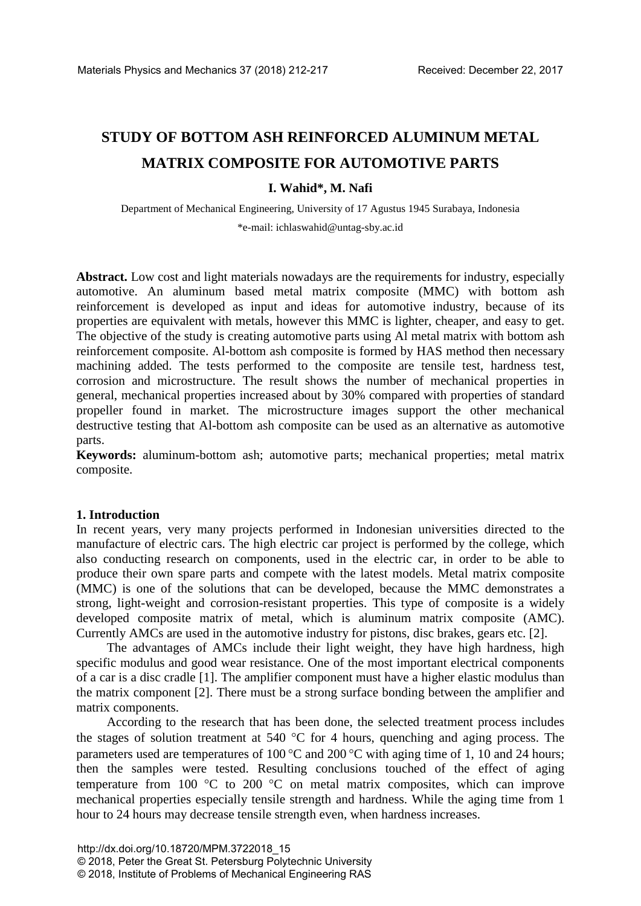# STUDY OF BOTTOM ASH REINFORCED ALUMINUM METAL MATRIX COMPOSITE FOR AUTOMOTIVE PARTS

**I. Wahid\*, M. Nafi**

Department of Mechanical Engineering, University of 17 Agustus 1945 Surabaya, Indonesia

\*e-mail: ichlaswahid@untag-sby.ac.id

**Abstract.** Low cost and light materials nowadays are the requirements for industry, especially automotive. An aluminum based metal matrix composite (MMC) with bottom ash reinforcement is developed as input and ideas for automotive industry, because of its properties are equivalent with metals, however this MMC is lighter, cheaper, and easy to get. The objective of the study is creating automotive parts using Al metal matrix with bottom ash reinforcement composite. Al-bottom ash composite is formed by HAS method then necessary machining added. The tests performed to the composite are tensile test, hardness test, corrosion and microstructure. The result shows the number of mechanical properties in general, mechanical properties increased about by 30% compared with properties of standard propeller found in market. The microstructure images support the other mechanical destructive testing that Al-bottom ash composite can be used as an alternative as automotive parts.

**Keywords:** aluminum-bottom ash; automotive parts; mechanical properties; metal matrix composite.

## 1. Introduction

In recent years, very many projects performed in Indonesian universities directed to the manufacture of electric cars. The high electric car project is performed by the college, which also conducting research on components, used in the electric car, in order to be able to produce their own spare parts and compete with the latest models. Metal matrix composite (MMC) is one of the solutions that can be developed, because the MMC demonstrates a strong, light-weight and corrosion-resistant properties. This type of composite is a widely developed composite matrix of metal, which is aluminum matrix composite (AMC). Currently AMCs are used in the automotive industry for pistons, disc brakes, gears etc. [2].

The advantages of AMCs include their light weight, they have high hardness, high specific modulus and good wear resistance. One of the most important electrical components of a car is a disc cradle [1]. The amplifier component must have a higher elastic modulus than the matrix component [2]. There must be a strong surface bonding between the amplifier and matrix components.

According to the research that has been done, the selected treatment process includes the stages of solution treatment at 540 °C for 4 hours, quenching and aging process. The parameters used are temperatures of 100 °C and 200 °C with aging time of 1, 10 and 24 hours; then the samples were tested. Resulting conclusions touched of the effect of aging temperature from 100 °C to 200 °C on metal matrix composites, which can improve mechanical properties especially tensile strength and hardness. While the aging time from 1 hour to 24 hours may decrease tensile strength even, when hardness increases.

http://dx.doi.org/10.18720/MPM.3722018_15
© 2018, Peter the Great St. Petersburg Polytechnic University
© 2018, Institute of Problems of Mechanical Engineering RAS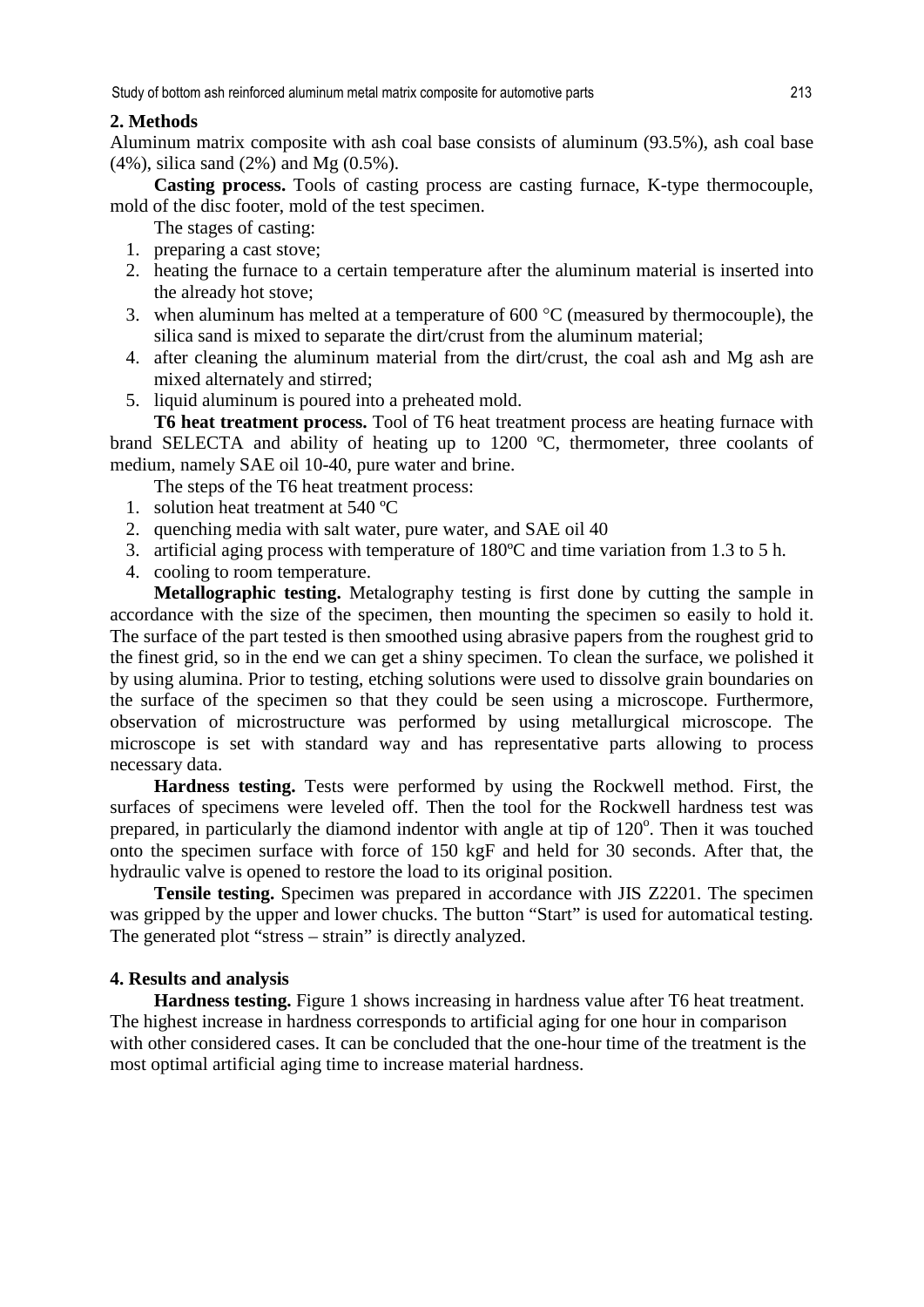## 2. Methods

Aluminum matrix composite with ash coal base consists of aluminum (93.5%), ash coal base (4%), silica sand (2%) and Mg (0.5%).

**Casting process.** Tools of casting process are casting furnace, K-type thermocouple, mold of the disc footer, mold of the test specimen.

The stages of casting:

1. preparing a cast stove;
2. heating the furnace to a certain temperature after the aluminum material is inserted into the already hot stove;
3. when aluminum has melted at a temperature of 600 °C (measured by thermocouple), the silica sand is mixed to separate the dirt/crust from the aluminum material;
4. after cleaning the aluminum material from the dirt/crust, the coal ash and Mg ash are mixed alternately and stirred;
5. liquid aluminum is poured into a preheated mold.

**T6 heat treatment process.** Tool of T6 heat treatment process are heating furnace with brand SELECTA and ability of heating up to 1200 ºC, thermometer, three coolants of medium, namely SAE oil 10-40, pure water and brine.

The steps of the T6 heat treatment process:

1. solution heat treatment at 540 ºC
2. quenching media with salt water, pure water, and SAE oil 40
3. artificial aging process with temperature of 180ºC and time variation from 1.3 to 5 h.
4. cooling to room temperature.

**Metallographic testing.** Metalography testing is first done by cutting the sample in accordance with the size of the specimen, then mounting the specimen so easily to hold it. The surface of the part tested is then smoothed using abrasive papers from the roughest grid to the finest grid, so in the end we can get a shiny specimen. To clean the surface, we polished it by using alumina. Prior to testing, etching solutions were used to dissolve grain boundaries on the surface of the specimen so that they could be seen using a microscope. Furthermore, observation of microstructure was performed by using metallurgical microscope. The microscope is set with standard way and has representative parts allowing to process necessary data.

**Hardness testing.** Tests were performed by using the Rockwell method. First, the surfaces of specimens were leveled off. Then the tool for the Rockwell hardness test was prepared, in particularly the diamond indentor with angle at tip of $120^{o}$. Then it was touched onto the specimen surface with force of 150 kgF and held for 30 seconds. After that, the hydraulic valve is opened to restore the load to its original position.

**Tensile testing.** Specimen was prepared in accordance with JIS Z2201. The specimen was gripped by the upper and lower chucks. The button "Start" is used for automatical testing. The generated plot "stress – strain" is directly analyzed.

## 4. Results and analysis

**Hardness testing.** Figure 1 shows increasing in hardness value after T6 heat treatment. The highest increase in hardness corresponds to artificial aging for one hour in comparison with other considered cases. It can be concluded that the one-hour time of the treatment is the most optimal artificial aging time to increase material hardness.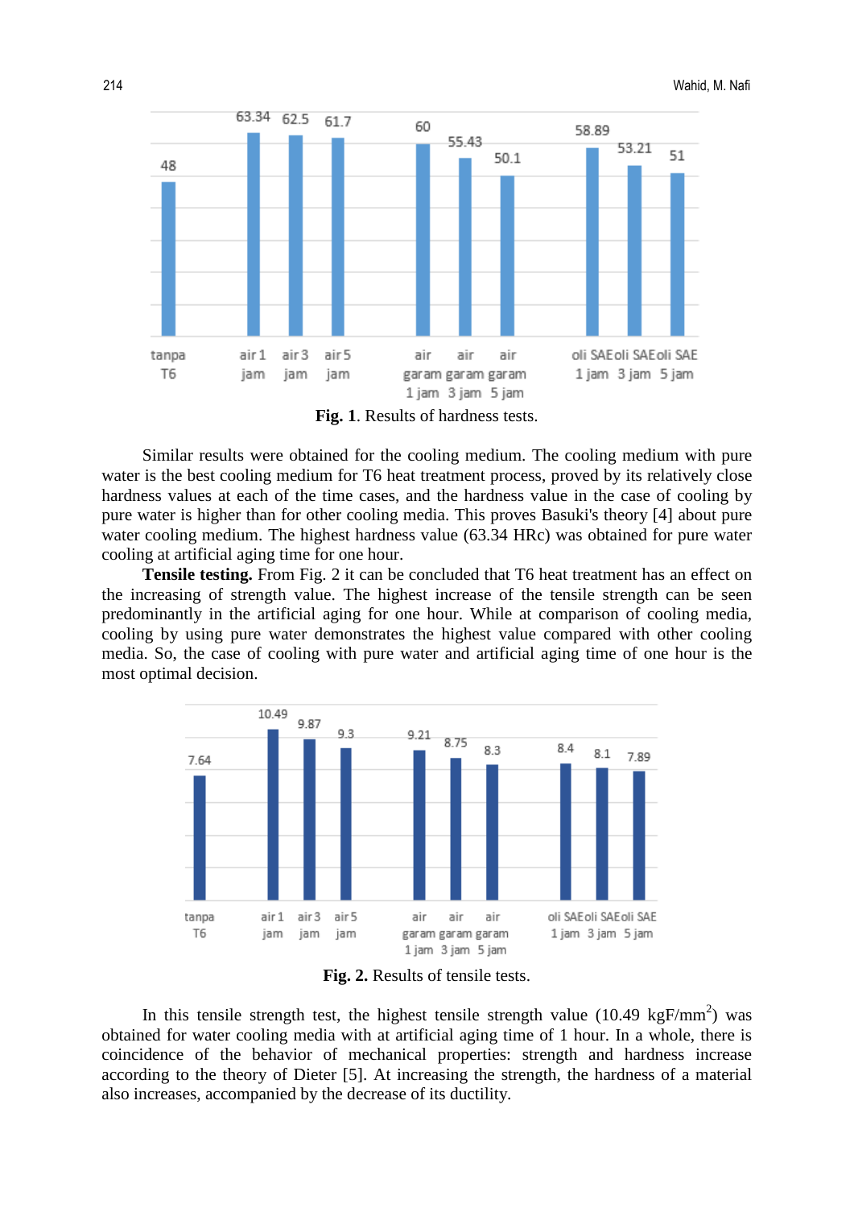**Fig. 1**. Results of hardness tests.

Similar results were obtained for the cooling medium. The cooling medium with pure water is the best cooling medium for T6 heat treatment process, proved by its relatively close hardness values at each of the time cases, and the hardness value in the case of cooling by pure water is higher than for other cooling media. This proves Basuki's theory [4] about pure water cooling medium. The highest hardness value (63.34 HRc) was obtained for pure water cooling at artificial aging time for one hour.

**Tensile testing.** From Fig. 2 it can be concluded that T6 heat treatment has an effect on the increasing of strength value. The highest increase of the tensile strength can be seen predominantly in the artificial aging for one hour. While at comparison of cooling media, cooling by using pure water demonstrates the highest value compared with other cooling media. So, the case of cooling with pure water and artificial aging time of one hour is the most optimal decision.

**Fig. 2.** Results of tensile tests.

In this tensile strength test, the highest tensile strength value (10.49 kgF/mm$^2$) was obtained for water cooling media with at artificial aging time of 1 hour. In a whole, there is coincidence of the behavior of mechanical properties: strength and hardness increase according to the theory of Dieter [5]. At increasing the strength, the hardness of a material also increases, accompanied by the decrease of its ductility.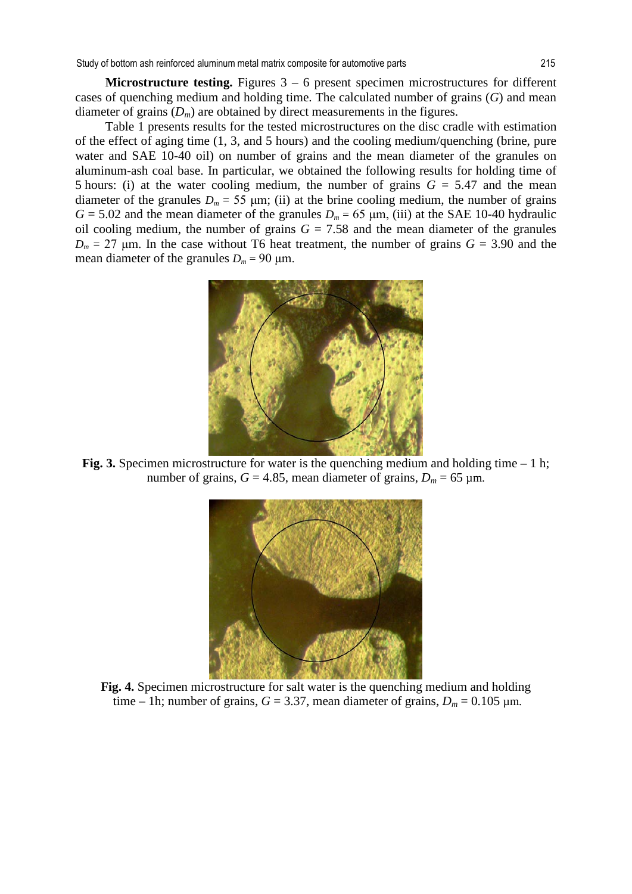**Microstructure testing.** Figures 3 – 6 present specimen microstructures for different cases of quenching medium and holding time. The calculated number of grains ($G$) and mean diameter of grains ($D_m$) are obtained by direct measurements in the figures.

Table 1 presents results for the tested microstructures on the disc cradle with estimation of the effect of aging time (1, 3, and 5 hours) and the cooling medium/quenching (brine, pure water and SAE 10-40 oil) on number of grains and the mean diameter of the granules on aluminum-ash coal base. In particular, we obtained the following results for holding time of 5 hours: (i) at the water cooling medium, the number of grains $G$ = 5.47 and the mean diameter of the granules $D_m$ = 55 μm; (ii) at the brine cooling medium, the number of grains $G$ = 5.02 and the mean diameter of the granules $D_m$ = 65 μm, (iii) at the SAE 10-40 hydraulic oil cooling medium, the number of grains $G$ = 7.58 and the mean diameter of the granules $D_m$ = 27 μm. In the case without T6 heat treatment, the number of grains $G$ = 3.90 and the mean diameter of the granules $D_m$ = 90 μm.

**Fig. 3.** Specimen microstructure for water is the quenching medium and holding time – 1 h; number of grains, $G$ = 4.85, mean diameter of grains, $D_m$ = 65 μm.

**Fig. 4.** Specimen microstructure for salt water is the quenching medium and holding time – 1h; number of grains, $G$ = 3.37, mean diameter of grains, $D_m$ = 0.105 μm.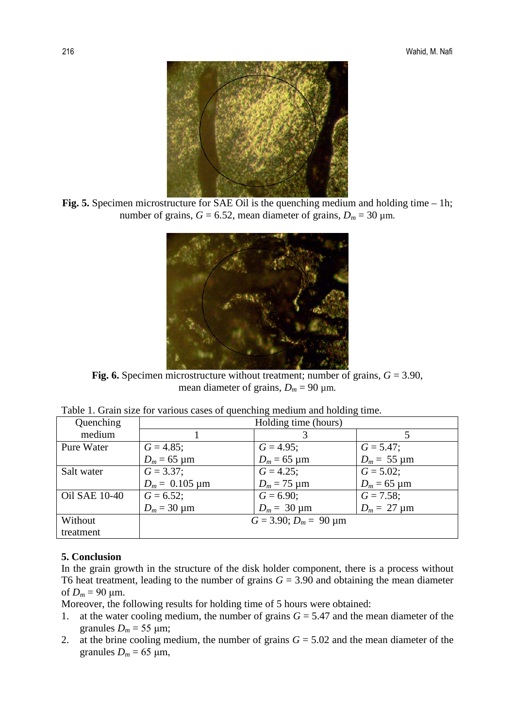**Fig. 5.** Specimen microstructure for SAE Oil is the quenching medium and holding time – 1h; number of grains, $G = 6.52$, mean diameter of grains, $D_m = 30$ μm.

**Fig. 6.** Specimen microstructure without treatment; number of grains, $G = 3.90$, mean diameter of grains, $D_m = 90$ μm.

Table 1. Grain size for various cases of quenching medium and holding time.

| Quenching medium | Holding time (hours) | | |
|---|---|---|---|
| | 1 | 3 | 5 |
| Pure Water | $G = 4.85$; $D_m = 65$ μm | $G = 4.95$; $D_m = 65$ μm | $G = 5.47$; $D_m = 55$ μm |
| Salt water | $G = 3.37$; $D_m = 0.105$ μm | $G = 4.25$; $D_m = 75$ μm | $G = 5.02$; $D_m = 65$ μm |
| Oil SAE 10-40 | $G = 6.52$; $D_m = 30$ μm | $G = 6.90$; $D_m = 30$ μm | $G = 7.58$; $D_m = 27$ μm |
| Without treatment | $G = 3.90$; $D_m = 90$ μm | | |

## 5. Conclusion

In the grain growth in the structure of the disk holder component, there is a process without T6 heat treatment, leading to the number of grains $G = 3.90$ and obtaining the mean diameter of $D_m = 90$ μm.

Moreover, the following results for holding time of 5 hours were obtained:

1. at the water cooling medium, the number of grains $G = 5.47$ and the mean diameter of the granules $D_m = 55$ μm;
2. at the brine cooling medium, the number of grains $G = 5.02$ and the mean diameter of the granules $D_m = 65$ μm,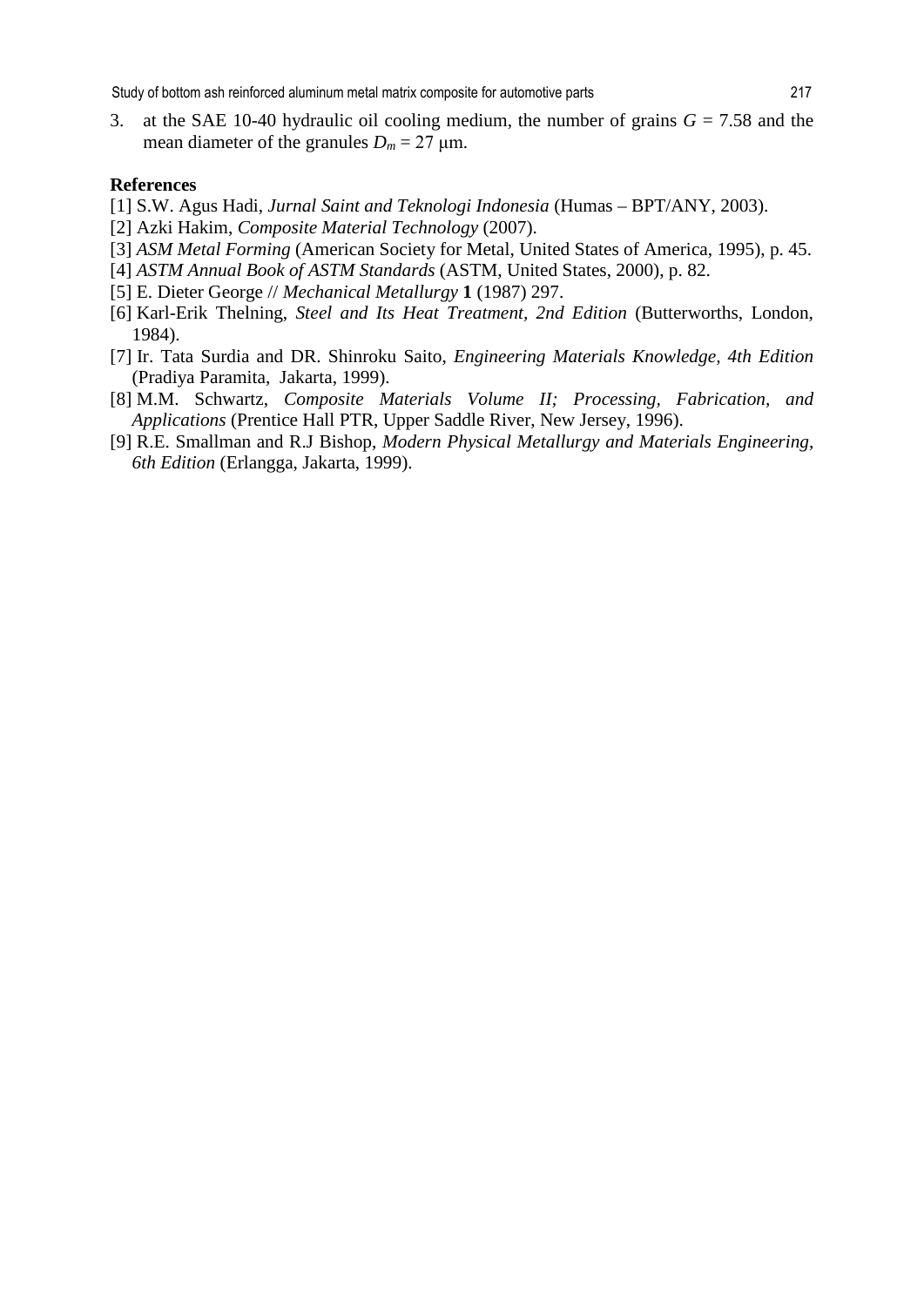3. at the SAE 10-40 hydraulic oil cooling medium, the number of grains $G$ = 7.58 and the mean diameter of the granules $D_m$ = 27 μm.

**References**

[1] S.W. Agus Hadi, *Jurnal Saint and Teknologi Indonesia* (Humas – BPT/ANY, 2003).

[2] Azki Hakim, *Composite Material Technology* (2007).

[3] *ASM Metal Forming* (American Society for Metal, United States of America, 1995), p. 45.

[4] *ASTM Annual Book of ASTM Standards* (ASTM, United States, 2000), p. 82.

[5] E. Dieter George // *Mechanical Metallurgy* **1** (1987) 297.

[6] Karl-Erik Thelning, *Steel and Its Heat Treatment, 2nd Edition* (Butterworths, London, 1984).

[7] Ir. Tata Surdia and DR. Shinroku Saito, *Engineering Materials Knowledge, 4th Edition* (Pradiya Paramita, Jakarta, 1999).

[8] M.M. Schwartz, *Composite Materials Volume II; Processing, Fabrication, and Applications* (Prentice Hall PTR, Upper Saddle River, New Jersey, 1996).

[9] R.E. Smallman and R.J Bishop, *Modern Physical Metallurgy and Materials Engineering, 6th Edition* (Erlangga, Jakarta, 1999).